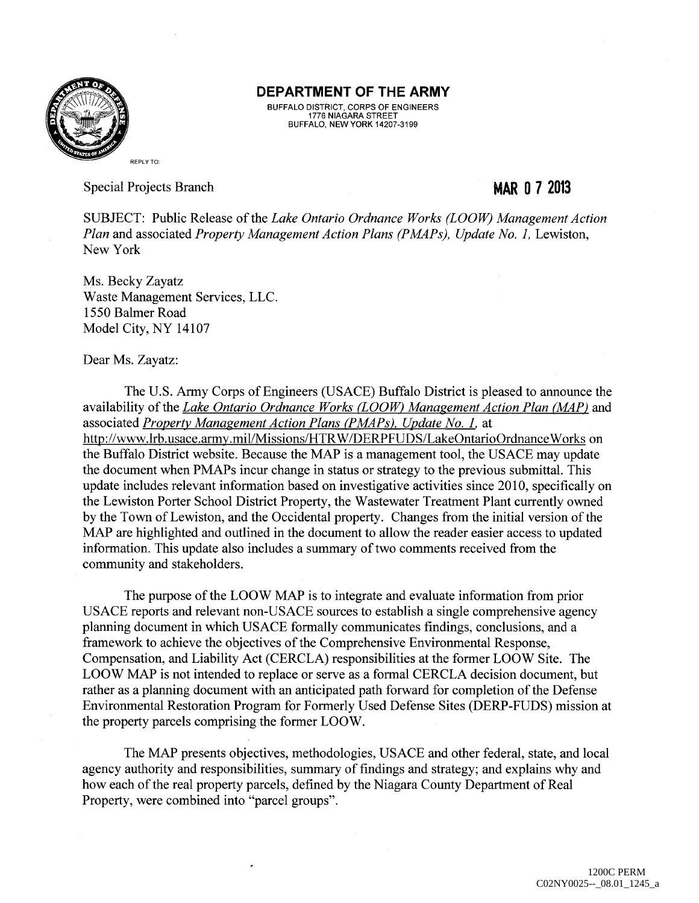**DEPARTMENT OF THE ARMY**
BUFFALO DISTRICT, CORPS OF ENGINEERS
1776 NIAGARA STREET
BUFFALO, NEW YORK 14207-3199

REPLY TO:

Special Projects Branch

**MAR 07 2013**

SUBJECT: Public Release of the *Lake Ontario Ordnance Works (LOOW) Management Action Plan* and associated *Property Management Action Plans (PMAPs), Update No. 1,* Lewiston, New York

Ms. Becky Zayatz
Waste Management Services, LLC.
1550 Balmer Road
Model City, NY 14107

Dear Ms. Zayatz:

The U.S. Army Corps of Engineers (USACE) Buffalo District is pleased to announce the availability of the *Lake Ontario Ordnance Works (LOOW) Management Action Plan (MAP)* and associated *Property Management Action Plans (PMAPs), Update No. 1,* at http://www.lrb.usace.army.mil/Missions/HTRW/DERPFUDS/LakeOntarioOrdnanceWorks on the Buffalo District website. Because the MAP is a management tool, the USACE may update the document when PMAPs incur change in status or strategy to the previous submittal. This update includes relevant information based on investigative activities since 2010, specifically on the Lewiston Porter School District Property, the Wastewater Treatment Plant currently owned by the Town of Lewiston, and the Occidental property. Changes from the initial version of the MAP are highlighted and outlined in the document to allow the reader easier access to updated information. This update also includes a summary of two comments received from the community and stakeholders.

The purpose of the LOOW MAP is to integrate and evaluate information from prior USACE reports and relevant non-USACE sources to establish a single comprehensive agency planning document in which USACE formally communicates findings, conclusions, and a framework to achieve the objectives of the Comprehensive Environmental Response, Compensation, and Liability Act (CERCLA) responsibilities at the former LOOW Site. The LOOW MAP is not intended to replace or serve as a formal CERCLA decision document, but rather as a planning document with an anticipated path forward for completion of the Defense Environmental Restoration Program for Formerly Used Defense Sites (DERP-FUDS) mission at the property parcels comprising the former LOOW.

The MAP presents objectives, methodologies, USACE and other federal, state, and local agency authority and responsibilities, summary of findings and strategy; and explains why and how each of the real property parcels, defined by the Niagara County Department of Real Property, were combined into "parcel groups".

1200C PERM
C02NY0025--_08.01_1245_a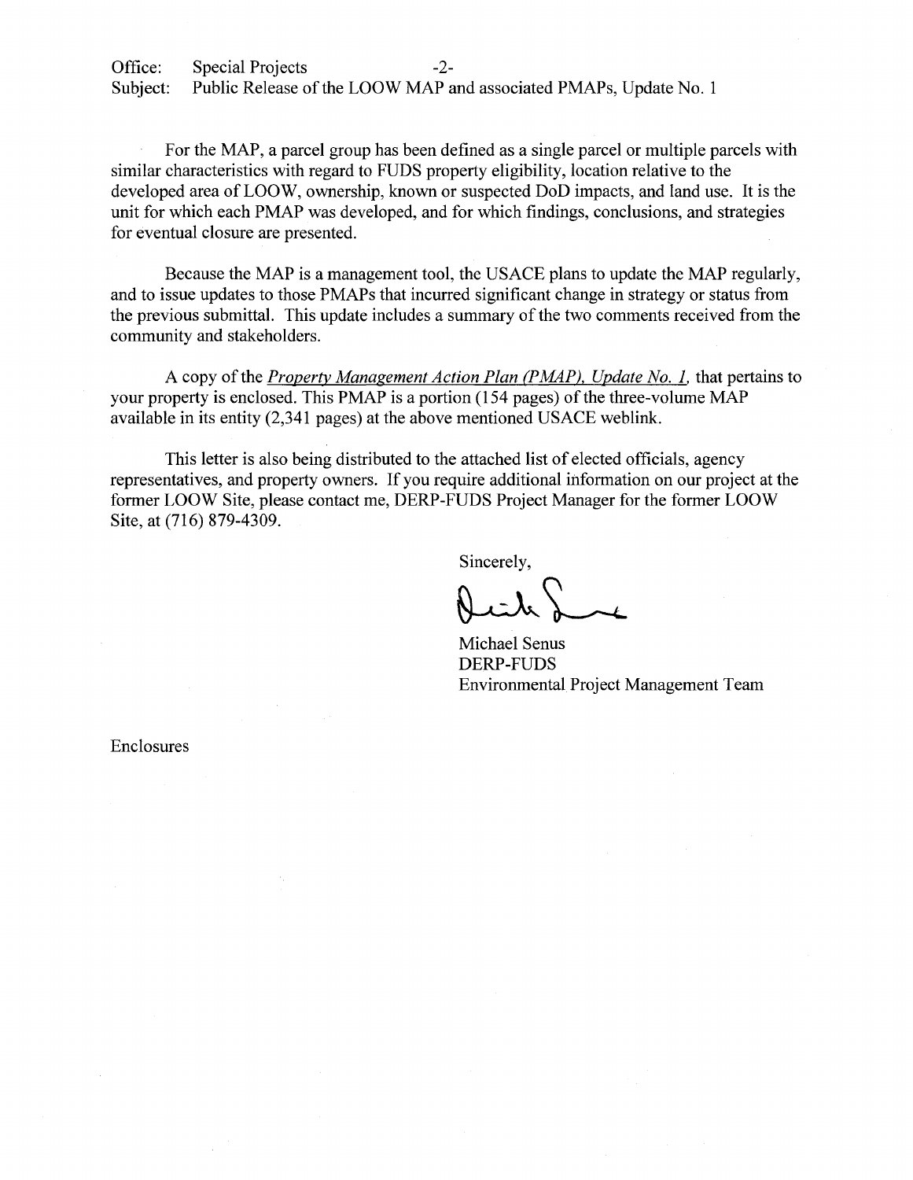Office: Special Projects
Subject: Public Release of the LOOW MAP and associated PMAPs, Update No. 1

For the MAP, a parcel group has been defined as a single parcel or multiple parcels with similar characteristics with regard to FUDS property eligibility, location relative to the developed area of LOOW, ownership, known or suspected DoD impacts, and land use. It is the unit for which each PMAP was developed, and for which findings, conclusions, and strategies for eventual closure are presented.

Because the MAP is a management tool, the USACE plans to update the MAP regularly, and to issue updates to those PMAPs that incurred significant change in strategy or status from the previous submittal. This update includes a summary of the two comments received from the community and stakeholders.

A copy of the *Property Management Action Plan (PMAP), Update No. 1,* that pertains to your property is enclosed. This PMAP is a portion (154 pages) of the three-volume MAP available in its entity (2,341 pages) at the above mentioned USACE weblink.

This letter is also being distributed to the attached list of elected officials, agency representatives, and property owners. If you require additional information on our project at the former LOOW Site, please contact me, DERP-FUDS Project Manager for the former LOOW Site, at (716) 879-4309.

Sincerely,

Michael Senus
DERP-FUDS
Environmental Project Management Team

Enclosures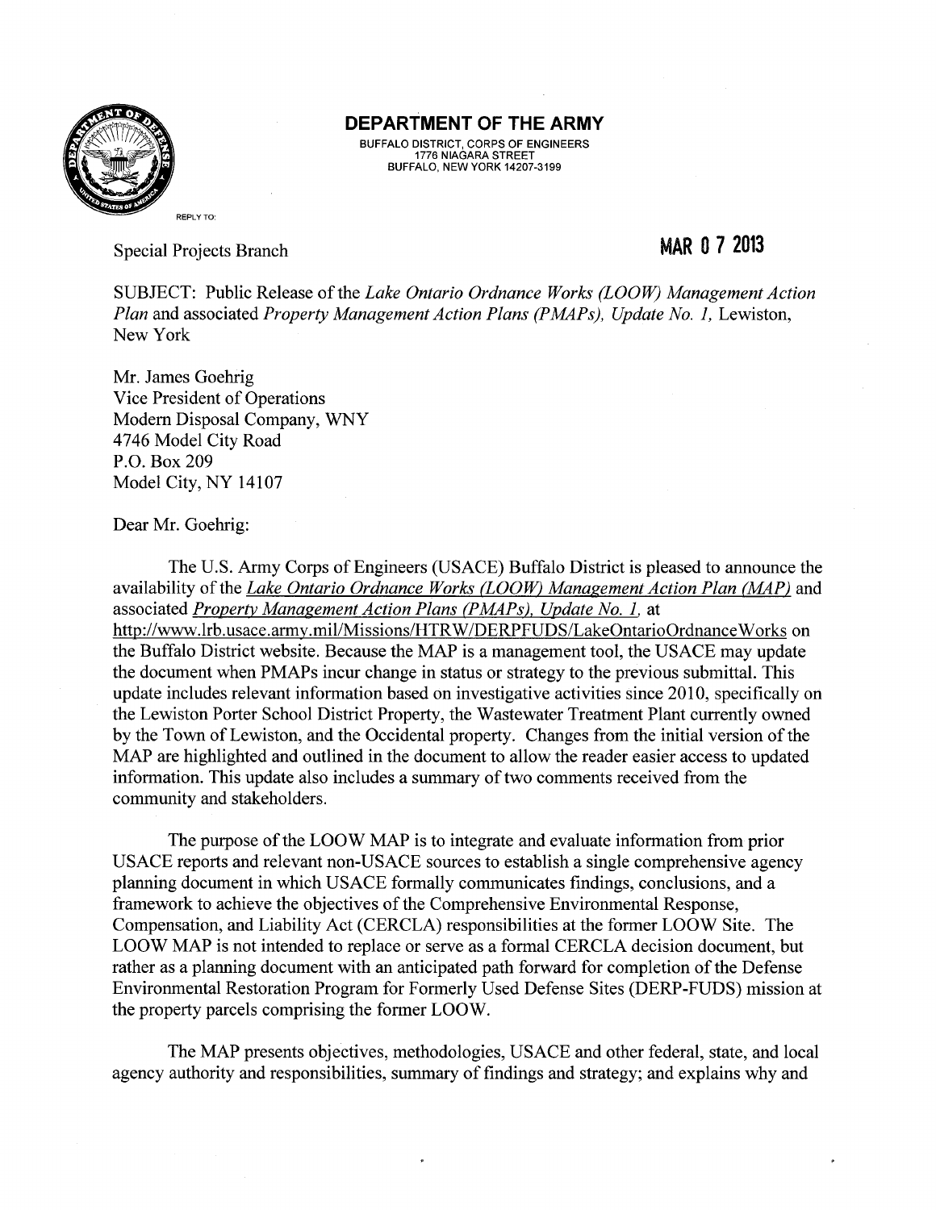**DEPARTMENT OF THE ARMY**
BUFFALO DISTRICT, CORPS OF ENGINEERS
1776 NIAGARA STREET
BUFFALO, NEW YORK 14207-3199

REPLY TO:

Special Projects Branch

**MAR 07 2013**

SUBJECT: Public Release of the *Lake Ontario Ordnance Works (LOOW) Management Action Plan* and associated *Property Management Action Plans (PMAPs), Update No. 1,* Lewiston, New York

Mr. James Goehrig
Vice President of Operations
Modern Disposal Company, WNY
4746 Model City Road
P.O. Box 209
Model City, NY 14107

Dear Mr. Goehrig:

The U.S. Army Corps of Engineers (USACE) Buffalo District is pleased to announce the availability of the *Lake Ontario Ordnance Works (LOOW) Management Action Plan (MAP)* and associated *Property Management Action Plans (PMAPs), Update No. 1,* at http://www.lrb.usace.army.mil/Missions/HTRW/DERPFUDS/LakeOntarioOrdnanceWorks on the Buffalo District website. Because the MAP is a management tool, the USACE may update the document when PMAPs incur change in status or strategy to the previous submittal. This update includes relevant information based on investigative activities since 2010, specifically on the Lewiston Porter School District Property, the Wastewater Treatment Plant currently owned by the Town of Lewiston, and the Occidental property. Changes from the initial version of the MAP are highlighted and outlined in the document to allow the reader easier access to updated information. This update also includes a summary of two comments received from the community and stakeholders.

The purpose of the LOOW MAP is to integrate and evaluate information from prior USACE reports and relevant non-USACE sources to establish a single comprehensive agency planning document in which USACE formally communicates findings, conclusions, and a framework to achieve the objectives of the Comprehensive Environmental Response, Compensation, and Liability Act (CERCLA) responsibilities at the former LOOW Site. The LOOW MAP is not intended to replace or serve as a formal CERCLA decision document, but rather as a planning document with an anticipated path forward for completion of the Defense Environmental Restoration Program for Formerly Used Defense Sites (DERP-FUDS) mission at the property parcels comprising the former LOOW.

The MAP presents objectives, methodologies, USACE and other federal, state, and local agency authority and responsibilities, summary of findings and strategy; and explains why and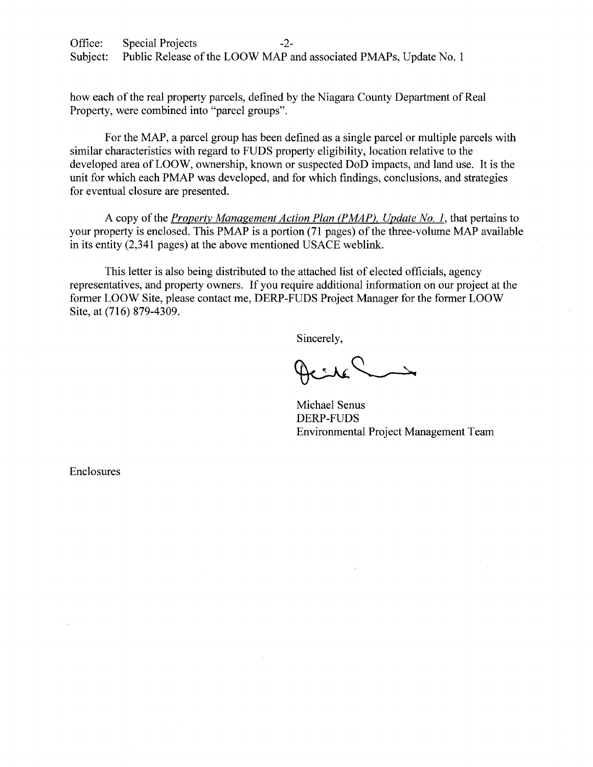how each of the real property parcels, defined by the Niagara County Department of Real Property, were combined into "parcel groups".

For the MAP, a parcel group has been defined as a single parcel or multiple parcels with similar characteristics with regard to FUDS property eligibility, location relative to the developed area of LOOW, ownership, known or suspected DoD impacts, and land use. It is the unit for which each PMAP was developed, and for which findings, conclusions, and strategies for eventual closure are presented.

A copy of the *Property Management Action Plan (PMAP), Update No. 1*, that pertains to your property is enclosed. This PMAP is a portion (71 pages) of the three-volume MAP available in its entity (2,341 pages) at the above mentioned USACE weblink.

This letter is also being distributed to the attached list of elected officials, agency representatives, and property owners. If you require additional information on our project at the former LOOW Site, please contact me, DERP-FUDS Project Manager for the former LOOW Site, at (716) 879-4309.

Sincerely,

Michael Senus
DERP-FUDS
Environmental Project Management Team

Enclosures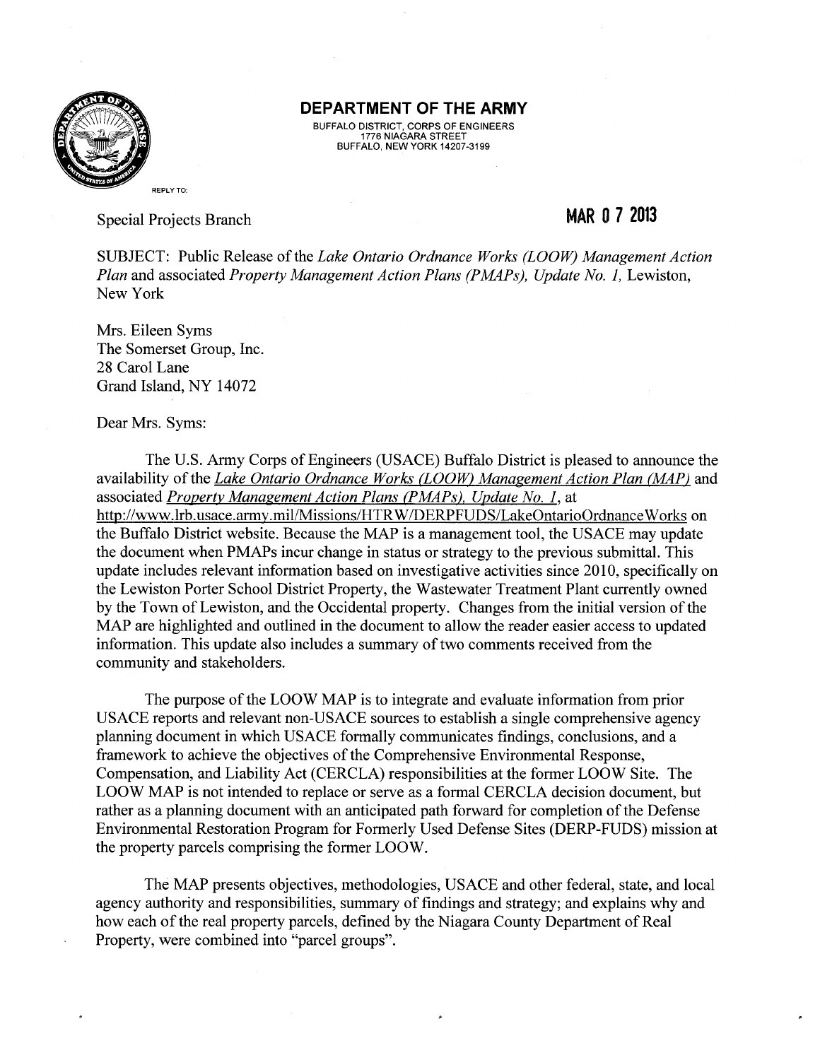# DEPARTMENT OF THE ARMY

BUFFALO DISTRICT, CORPS OF ENGINEERS
1776 NIAGARA STREET
BUFFALO, NEW YORK 14207-3199

REPLY TO:

Special Projects Branch

**MAR 0 7 2013**

SUBJECT: Public Release of the *Lake Ontario Ordnance Works (LOOW) Management Action Plan* and associated *Property Management Action Plans (PMAPs), Update No. 1,* Lewiston, New York

Mrs. Eileen Syms
The Somerset Group, Inc.
28 Carol Lane
Grand Island, NY 14072

Dear Mrs. Syms:

The U.S. Army Corps of Engineers (USACE) Buffalo District is pleased to announce the availability of the *Lake Ontario Ordnance Works (LOOW) Management Action Plan (MAP)* and associated *Property Management Action Plans (PMAPs), Update No. 1*, at http://www.lrb.usace.army.mil/Missions/HTRW/DERPFUDS/LakeOntarioOrdnanceWorks on the Buffalo District website. Because the MAP is a management tool, the USACE may update the document when PMAPs incur change in status or strategy to the previous submittal. This update includes relevant information based on investigative activities since 2010, specifically on the Lewiston Porter School District Property, the Wastewater Treatment Plant currently owned by the Town of Lewiston, and the Occidental property. Changes from the initial version of the MAP are highlighted and outlined in the document to allow the reader easier access to updated information. This update also includes a summary of two comments received from the community and stakeholders.

The purpose of the LOOW MAP is to integrate and evaluate information from prior USACE reports and relevant non-USACE sources to establish a single comprehensive agency planning document in which USACE formally communicates findings, conclusions, and a framework to achieve the objectives of the Comprehensive Environmental Response, Compensation, and Liability Act (CERCLA) responsibilities at the former LOOW Site. The LOOW MAP is not intended to replace or serve as a formal CERCLA decision document, but rather as a planning document with an anticipated path forward for completion of the Defense Environmental Restoration Program for Formerly Used Defense Sites (DERP-FUDS) mission at the property parcels comprising the former LOOW.

The MAP presents objectives, methodologies, USACE and other federal, state, and local agency authority and responsibilities, summary of findings and strategy; and explains why and how each of the real property parcels, defined by the Niagara County Department of Real Property, were combined into "parcel groups".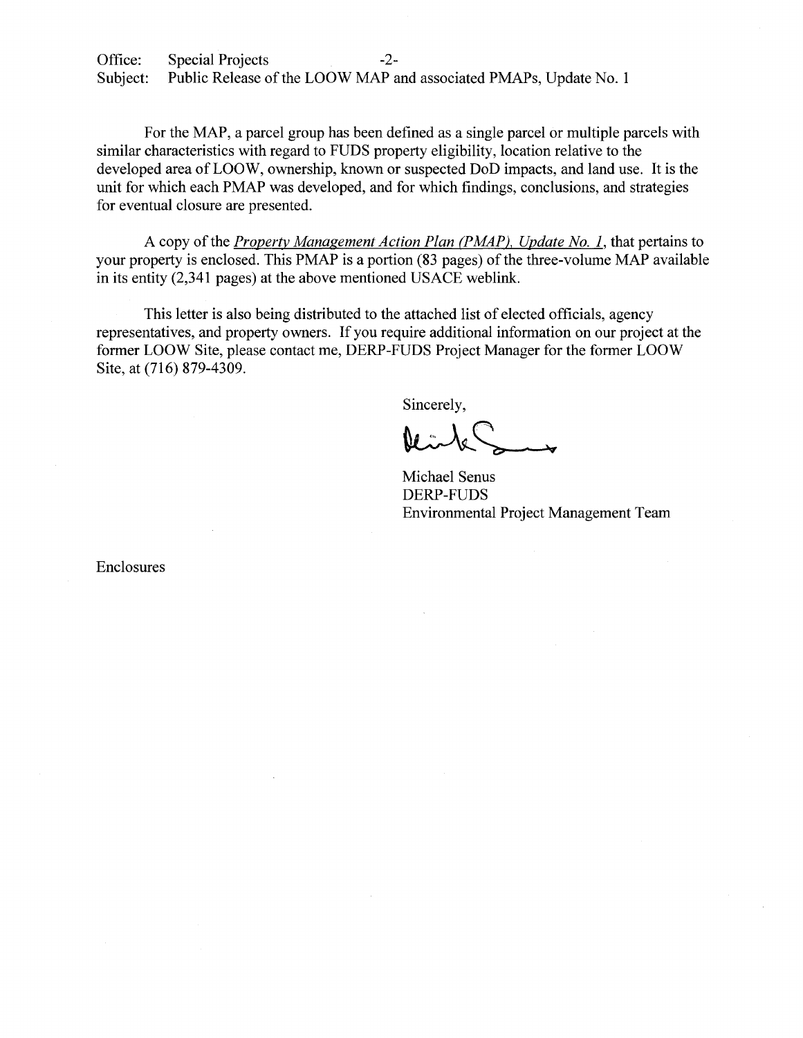For the MAP, a parcel group has been defined as a single parcel or multiple parcels with similar characteristics with regard to FUDS property eligibility, location relative to the developed area of LOOW, ownership, known or suspected DoD impacts, and land use. It is the unit for which each PMAP was developed, and for which findings, conclusions, and strategies for eventual closure are presented.

A copy of the *Property Management Action Plan (PMAP), Update No. 1*, that pertains to your property is enclosed. This PMAP is a portion (83 pages) of the three-volume MAP available in its entity (2,341 pages) at the above mentioned USACE weblink.

This letter is also being distributed to the attached list of elected officials, agency representatives, and property owners. If you require additional information on our project at the former LOOW Site, please contact me, DERP-FUDS Project Manager for the former LOOW Site, at (716) 879-4309.

Sincerely,

Michael Senus
DERP-FUDS
Environmental Project Management Team

Enclosures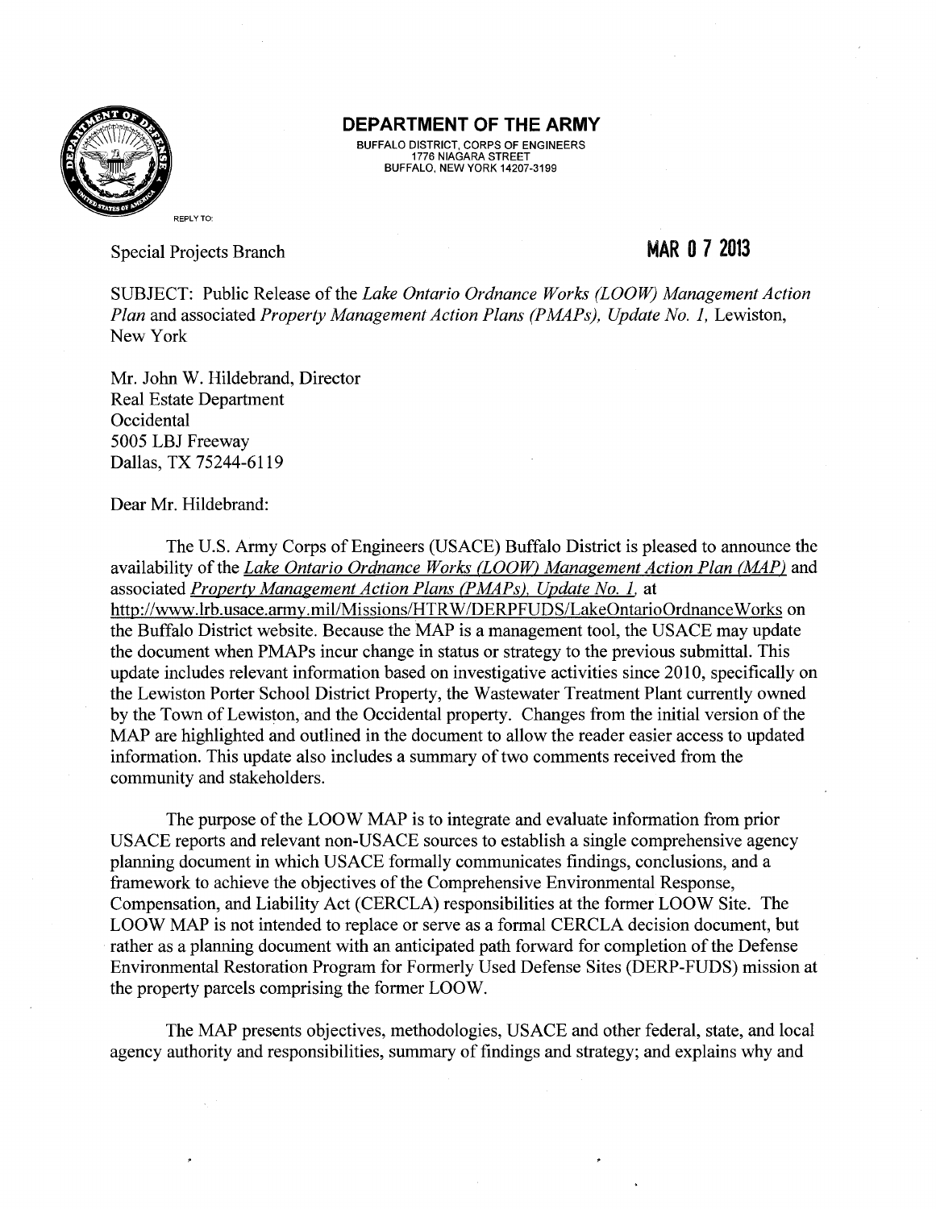**DEPARTMENT OF THE ARMY**
BUFFALO DISTRICT, CORPS OF ENGINEERS
1776 NIAGARA STREET
BUFFALO, NEW YORK 14207-3199

REPLY TO:

Special Projects Branch

**MAR 0 7 2013**

SUBJECT: Public Release of the *Lake Ontario Ordnance Works (LOOW) Management Action Plan* and associated *Property Management Action Plans (PMAPs), Update No. 1,* Lewiston, New York

Mr. John W. Hildebrand, Director
Real Estate Department
Occidental
5005 LBJ Freeway
Dallas, TX 75244-6119

Dear Mr. Hildebrand:

The U.S. Army Corps of Engineers (USACE) Buffalo District is pleased to announce the availability of the *Lake Ontario Ordnance Works (LOOW) Management Action Plan (MAP)* and associated *Property Management Action Plans (PMAPs), Update No. 1,* at http://www.lrb.usace.army.mil/Missions/HTRW/DERPFUDS/LakeOntarioOrdnanceWorks on the Buffalo District website. Because the MAP is a management tool, the USACE may update the document when PMAPs incur change in status or strategy to the previous submittal. This update includes relevant information based on investigative activities since 2010, specifically on the Lewiston Porter School District Property, the Wastewater Treatment Plant currently owned by the Town of Lewiston, and the Occidental property. Changes from the initial version of the MAP are highlighted and outlined in the document to allow the reader easier access to updated information. This update also includes a summary of two comments received from the community and stakeholders.

The purpose of the LOOW MAP is to integrate and evaluate information from prior USACE reports and relevant non-USACE sources to establish a single comprehensive agency planning document in which USACE formally communicates findings, conclusions, and a framework to achieve the objectives of the Comprehensive Environmental Response, Compensation, and Liability Act (CERCLA) responsibilities at the former LOOW Site. The LOOW MAP is not intended to replace or serve as a formal CERCLA decision document, but rather as a planning document with an anticipated path forward for completion of the Defense Environmental Restoration Program for Formerly Used Defense Sites (DERP-FUDS) mission at the property parcels comprising the former LOOW.

The MAP presents objectives, methodologies, USACE and other federal, state, and local agency authority and responsibilities, summary of findings and strategy; and explains why and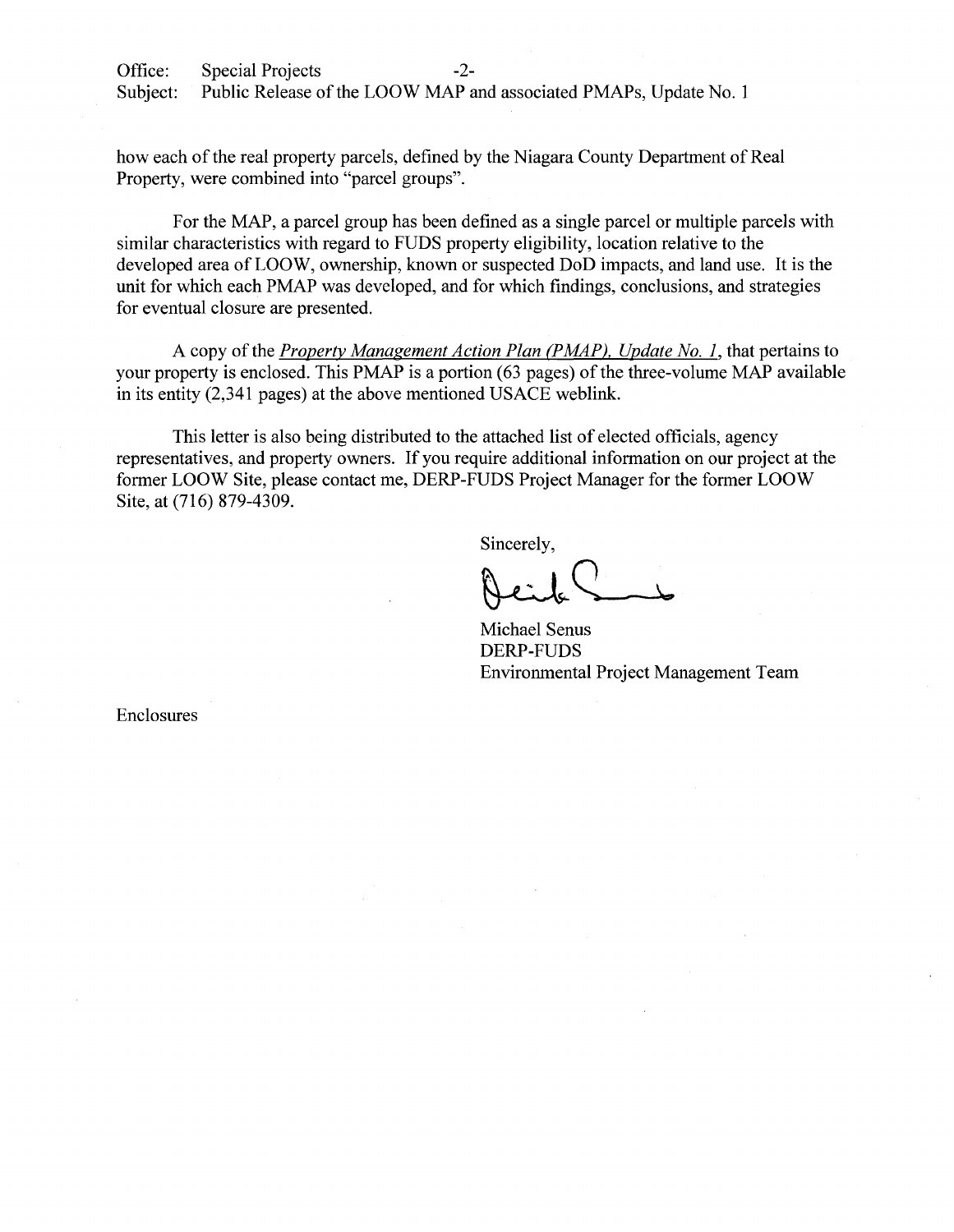how each of the real property parcels, defined by the Niagara County Department of Real Property, were combined into "parcel groups".

For the MAP, a parcel group has been defined as a single parcel or multiple parcels with similar characteristics with regard to FUDS property eligibility, location relative to the developed area of LOOW, ownership, known or suspected DoD impacts, and land use. It is the unit for which each PMAP was developed, and for which findings, conclusions, and strategies for eventual closure are presented.

A copy of the *Property Management Action Plan (PMAP), Update No. 1*, that pertains to your property is enclosed. This PMAP is a portion (63 pages) of the three-volume MAP available in its entity (2,341 pages) at the above mentioned USACE weblink.

This letter is also being distributed to the attached list of elected officials, agency representatives, and property owners. If you require additional information on our project at the former LOOW Site, please contact me, DERP-FUDS Project Manager for the former LOOW Site, at (716) 879-4309.

Sincerely,

Michael Senus
DERP-FUDS
Environmental Project Management Team

Enclosures